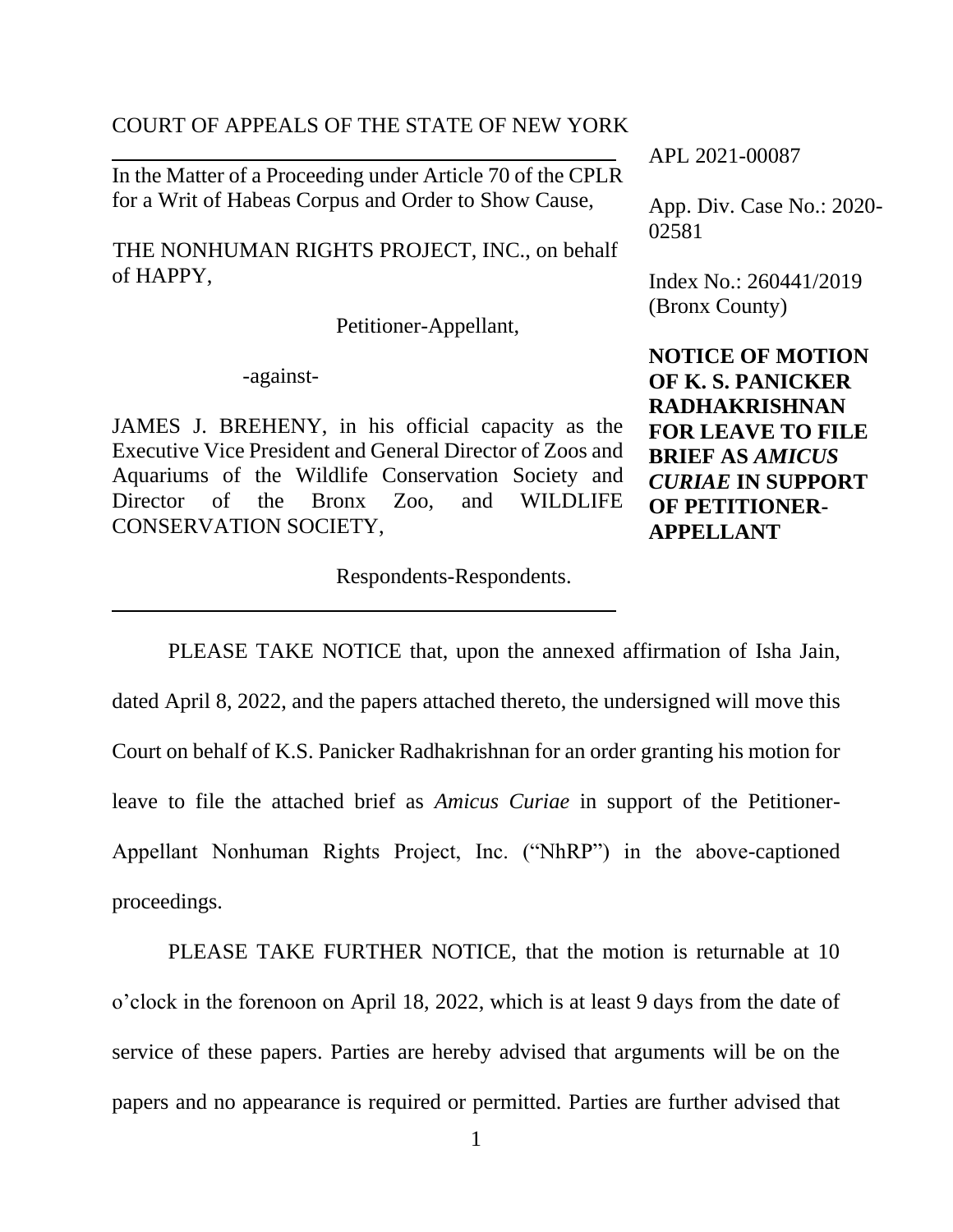COURT OF APPEALS OF THE STATE OF NEW YORK

---

In the Matter of a Proceeding under Article 70 of the CPLR for a Writ of Habeas Corpus and Order to Show Cause,

THE NONHUMAN RIGHTS PROJECT, INC., on behalf of HAPPY,

Petitioner-Appellant,

-against-

JAMES J. BREHENY, in his official capacity as the Executive Vice President and General Director of Zoos and Aquariums of the Wildlife Conservation Society and Director of the Bronx Zoo, and WILDLIFE CONSERVATION SOCIETY,

Respondents-Respondents.

---

APL 2021-00087

App. Div. Case No.: 2020-02581

Index No.: 260441/2019 (Bronx County)

**NOTICE OF MOTION OF K. S. PANICKER RADHAKRISHNAN FOR LEAVE TO FILE BRIEF AS *AMICUS CURIAE* IN SUPPORT OF PETITIONER-APPELLANT**

PLEASE TAKE NOTICE that, upon the annexed affirmation of Isha Jain, dated April 8, 2022, and the papers attached thereto, the undersigned will move this Court on behalf of K.S. Panicker Radhakrishnan for an order granting his motion for leave to file the attached brief as *Amicus Curiae* in support of the Petitioner-Appellant Nonhuman Rights Project, Inc. ("NhRP") in the above-captioned proceedings.

PLEASE TAKE FURTHER NOTICE, that the motion is returnable at 10 o'clock in the forenoon on April 18, 2022, which is at least 9 days from the date of service of these papers. Parties are hereby advised that arguments will be on the papers and no appearance is required or permitted. Parties are further advised that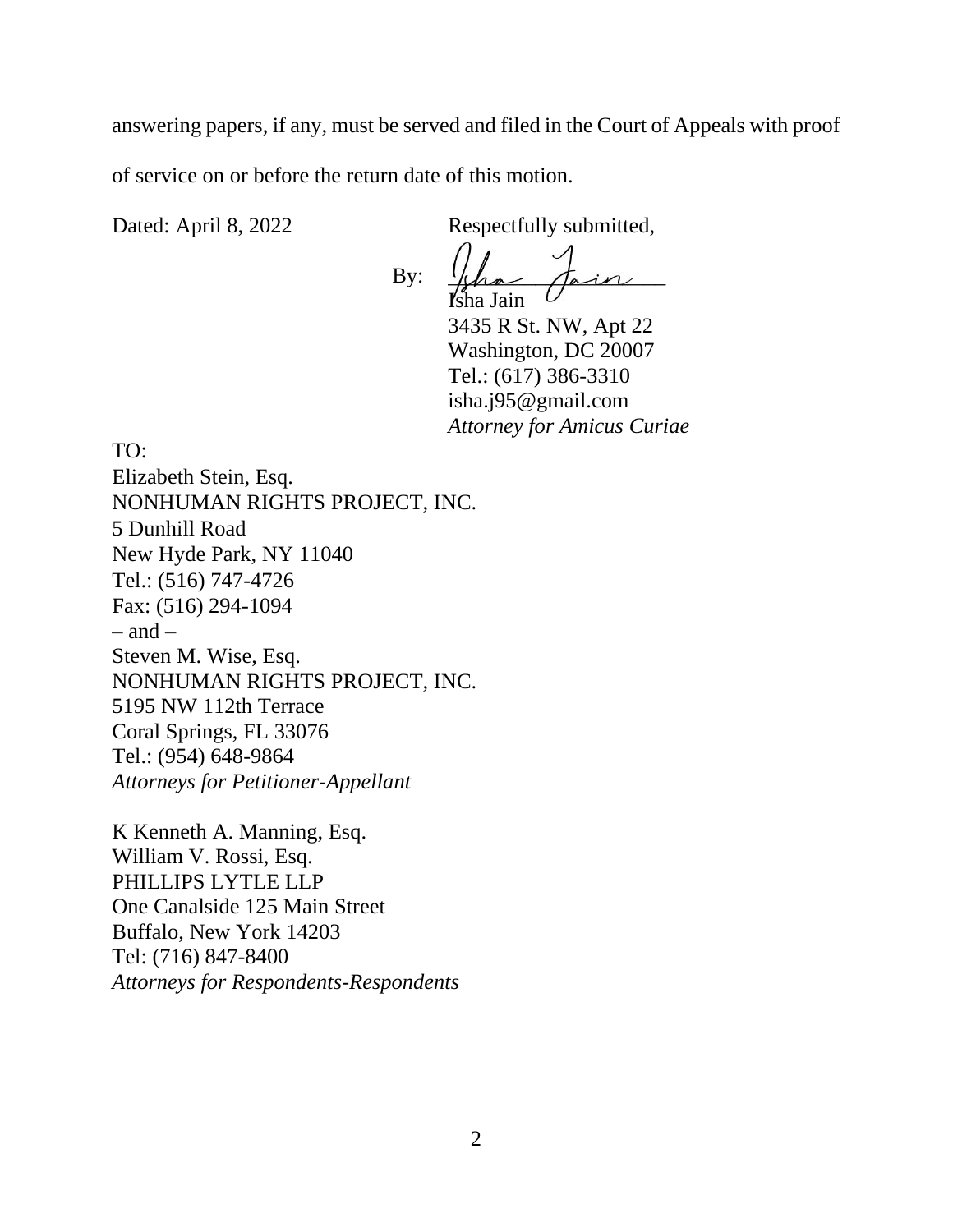answering papers, if any, must be served and filed in the Court of Appeals with proof of service on or before the return date of this motion.

Dated: April 8, 2022

Respectfully submitted,

By: Isha Jain  
Isha Jain  
3435 R St. NW, Apt 22  
Washington, DC 20007  
Tel.: (617) 386-3310  
isha.j95@gmail.com  
*Attorney for Amicus Curiae*

TO:  
Elizabeth Stein, Esq.  
NONHUMAN RIGHTS PROJECT, INC.  
5 Dunhill Road  
New Hyde Park, NY 11040  
Tel.: (516) 747-4726  
Fax: (516) 294-1094  
– and –  
Steven M. Wise, Esq.  
NONHUMAN RIGHTS PROJECT, INC.  
5195 NW 112th Terrace  
Coral Springs, FL 33076  
Tel.: (954) 648-9864  
*Attorneys for Petitioner-Appellant*

K Kenneth A. Manning, Esq.  
William V. Rossi, Esq.  
PHILLIPS LYTLE LLP  
One Canalside 125 Main Street  
Buffalo, New York 14203  
Tel: (716) 847-8400  
*Attorneys for Respondents-Respondents*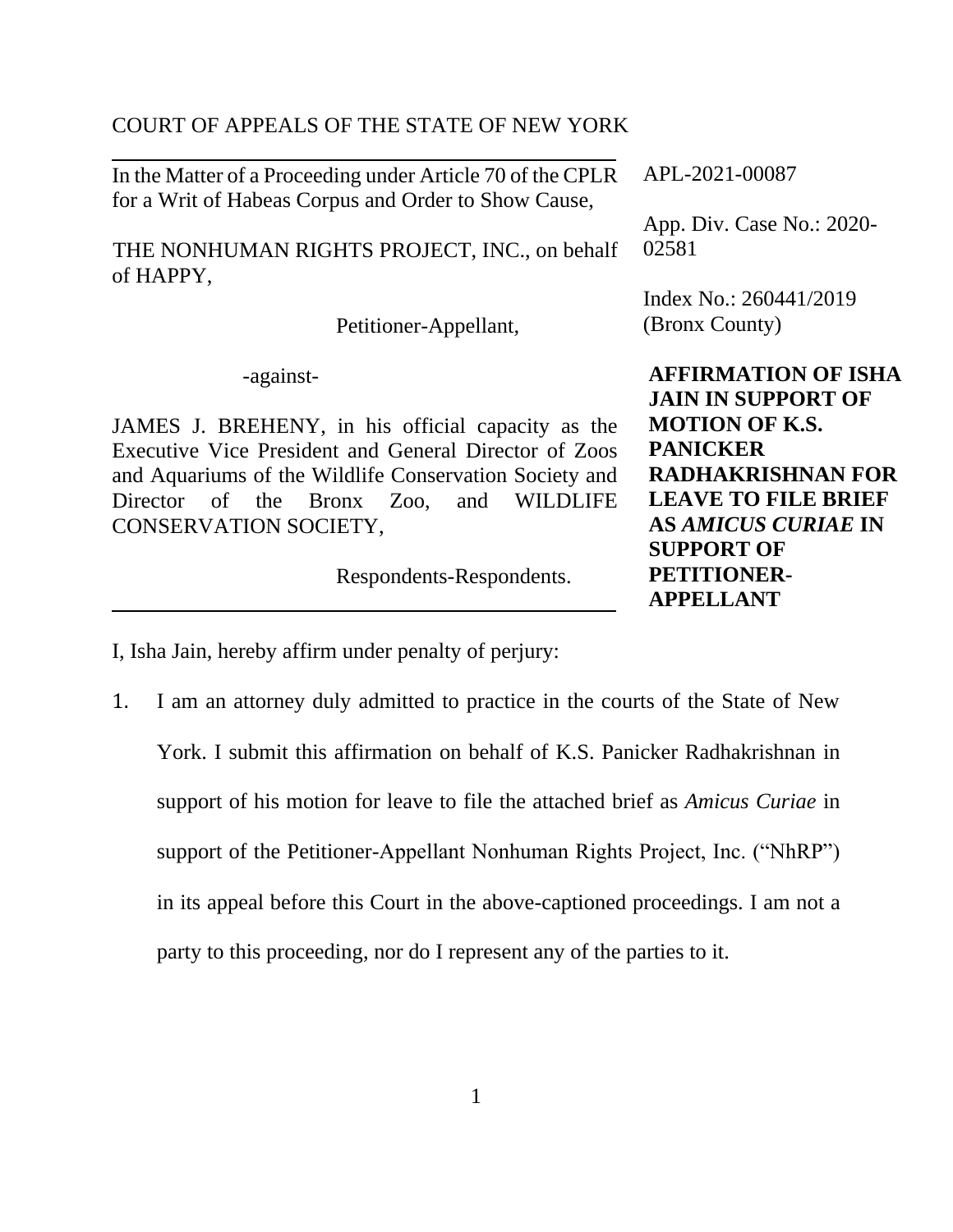COURT OF APPEALS OF THE STATE OF NEW YORK

| | |
|---|---|
| In the Matter of a Proceeding under Article 70 of the CPLR for a Writ of Habeas Corpus and Order to Show Cause,<br><br>THE NONHUMAN RIGHTS PROJECT, INC., on behalf of HAPPY,<br><br>Petitioner-Appellant,<br><br>-against-<br><br>JAMES J. BREHENY, in his official capacity as the Executive Vice President and General Director of Zoos and Aquariums of the Wildlife Conservation Society and Director of the Bronx Zoo, and WILDLIFE CONSERVATION SOCIETY,<br><br>Respondents-Respondents. | APL-2021-00087<br><br>App. Div. Case No.: 2020-02581<br><br>Index No.: 260441/2019 (Bronx County)<br><br>**AFFIRMATION OF ISHA JAIN IN SUPPORT OF MOTION OF K.S. PANICKER RADHAKRISHNAN FOR LEAVE TO FILE BRIEF AS *AMICUS CURIAE* IN SUPPORT OF PETITIONER-APPELLANT** |

I, Isha Jain, hereby affirm under penalty of perjury:

1. I am an attorney duly admitted to practice in the courts of the State of New York. I submit this affirmation on behalf of K.S. Panicker Radhakrishnan in support of his motion for leave to file the attached brief as *Amicus Curiae* in support of the Petitioner-Appellant Nonhuman Rights Project, Inc. ("NhRP") in its appeal before this Court in the above-captioned proceedings. I am not a party to this proceeding, nor do I represent any of the parties to it.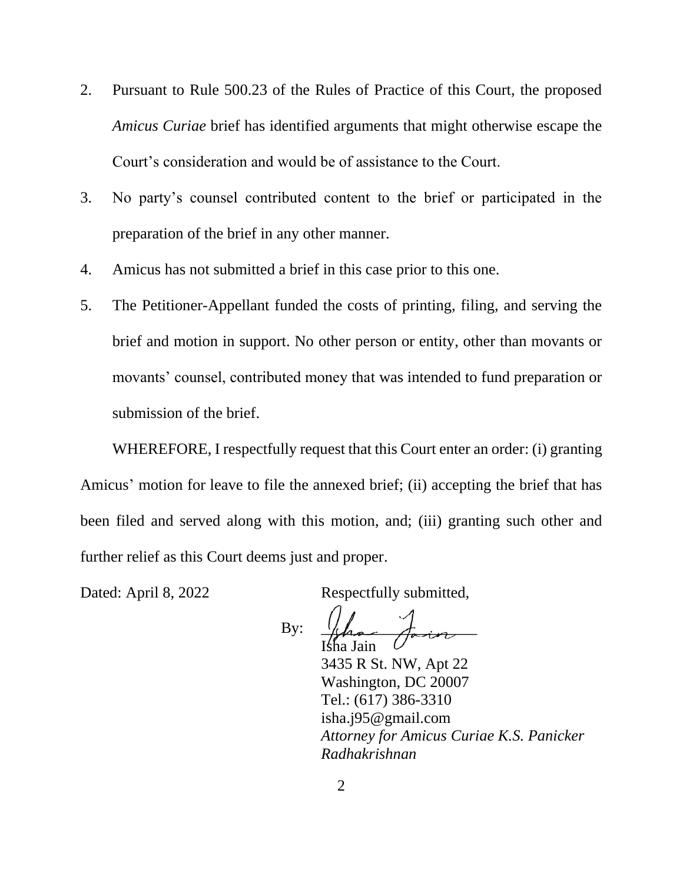2. Pursuant to Rule 500.23 of the Rules of Practice of this Court, the proposed *Amicus Curiae* brief has identified arguments that might otherwise escape the Court's consideration and would be of assistance to the Court.

3. No party's counsel contributed content to the brief or participated in the preparation of the brief in any other manner.

4. Amicus has not submitted a brief in this case prior to this one.

5. The Petitioner-Appellant funded the costs of printing, filing, and serving the brief and motion in support. No other person or entity, other than movants or movants' counsel, contributed money that was intended to fund preparation or submission of the brief.

WHEREFORE, I respectfully request that this Court enter an order: (i) granting Amicus' motion for leave to file the annexed brief; (ii) accepting the brief that has been filed and served along with this motion, and; (iii) granting such other and further relief as this Court deems just and proper.

Dated: April 8, 2022

Respectfully submitted,

By: ____________________
Isha Jain
3435 R St. NW, Apt 22
Washington, DC 20007
Tel.: (617) 386-3310
isha.j95@gmail.com
*Attorney for Amicus Curiae K.S. Panicker Radhakrishnan*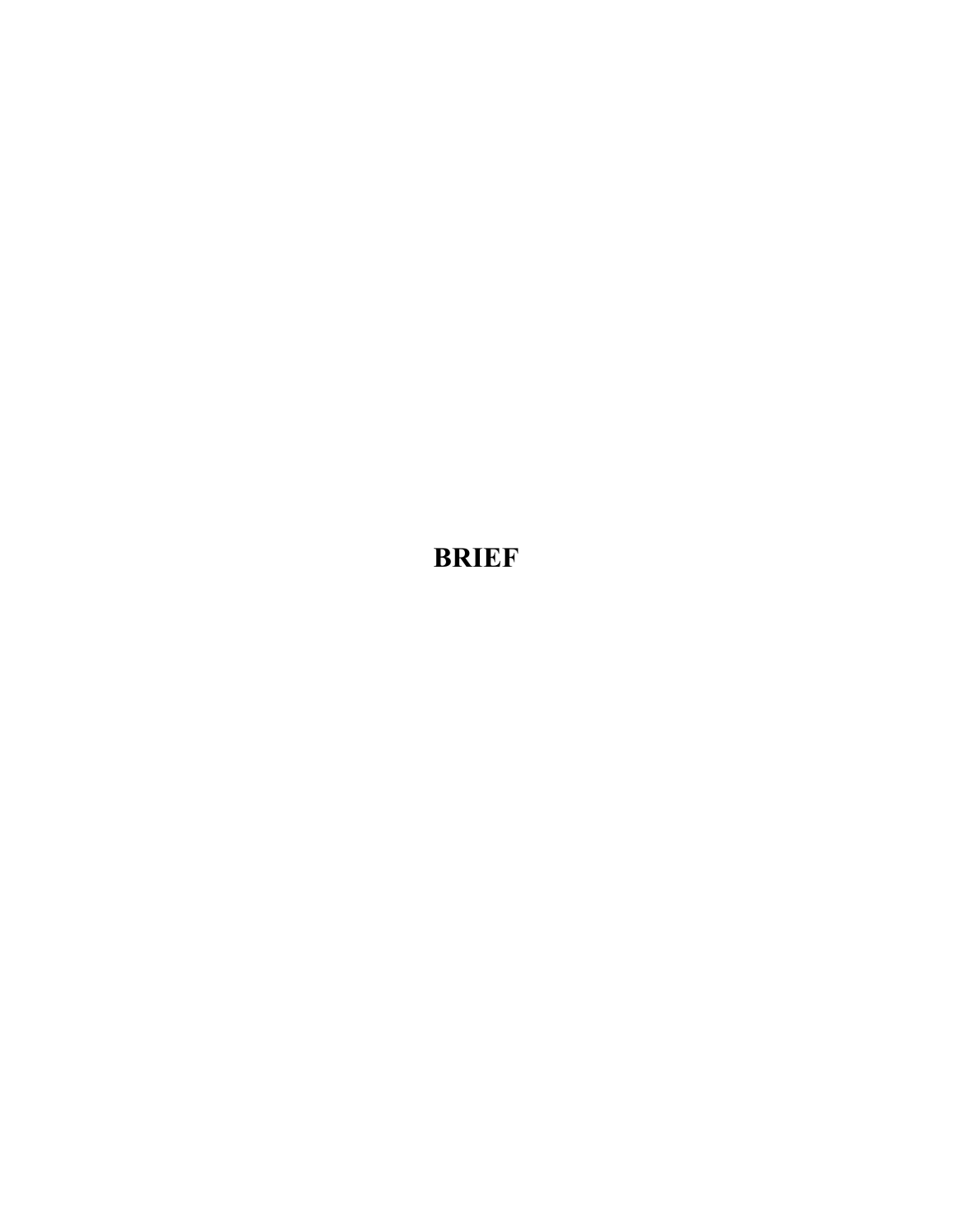# BRIEF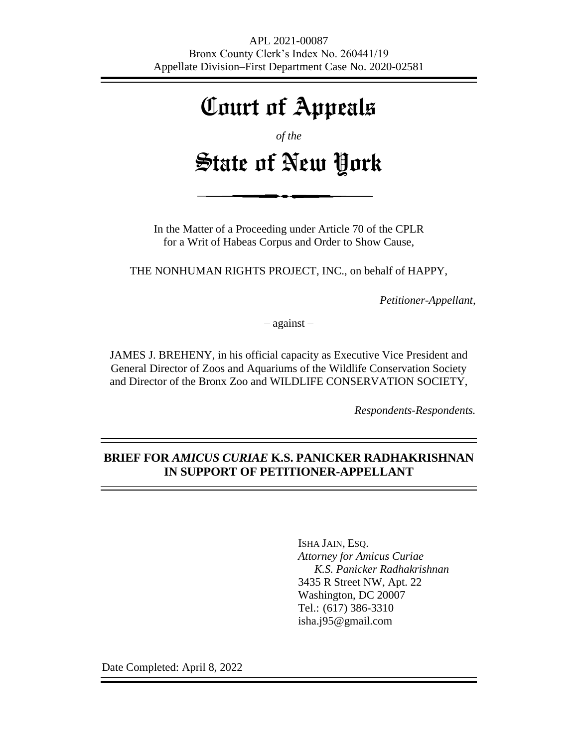APL 2021-00087
Bronx County Clerk's Index No. 260441/19
Appellate Division–First Department Case No. 2020-02581

# Court of Appeals

*of the*

# State of New York

In the Matter of a Proceeding under Article 70 of the CPLR for a Writ of Habeas Corpus and Order to Show Cause,

THE NONHUMAN RIGHTS PROJECT, INC., on behalf of HAPPY,

*Petitioner-Appellant,*

– against –

JAMES J. BREHENY, in his official capacity as Executive Vice President and General Director of Zoos and Aquariums of the Wildlife Conservation Society and Director of the Bronx Zoo and WILDLIFE CONSERVATION SOCIETY,

*Respondents-Respondents.*

## BRIEF FOR *AMICUS CURIAE* K.S. PANICKER RADHAKRISHNAN IN SUPPORT OF PETITIONER-APPELLANT

ISHA JAIN, ESQ.
*Attorney for Amicus Curiae K.S. Panicker Radhakrishnan*
3435 R Street NW, Apt. 22
Washington, DC 20007
Tel.: (617) 386-3310
isha.j95@gmail.com

Date Completed: April 8, 2022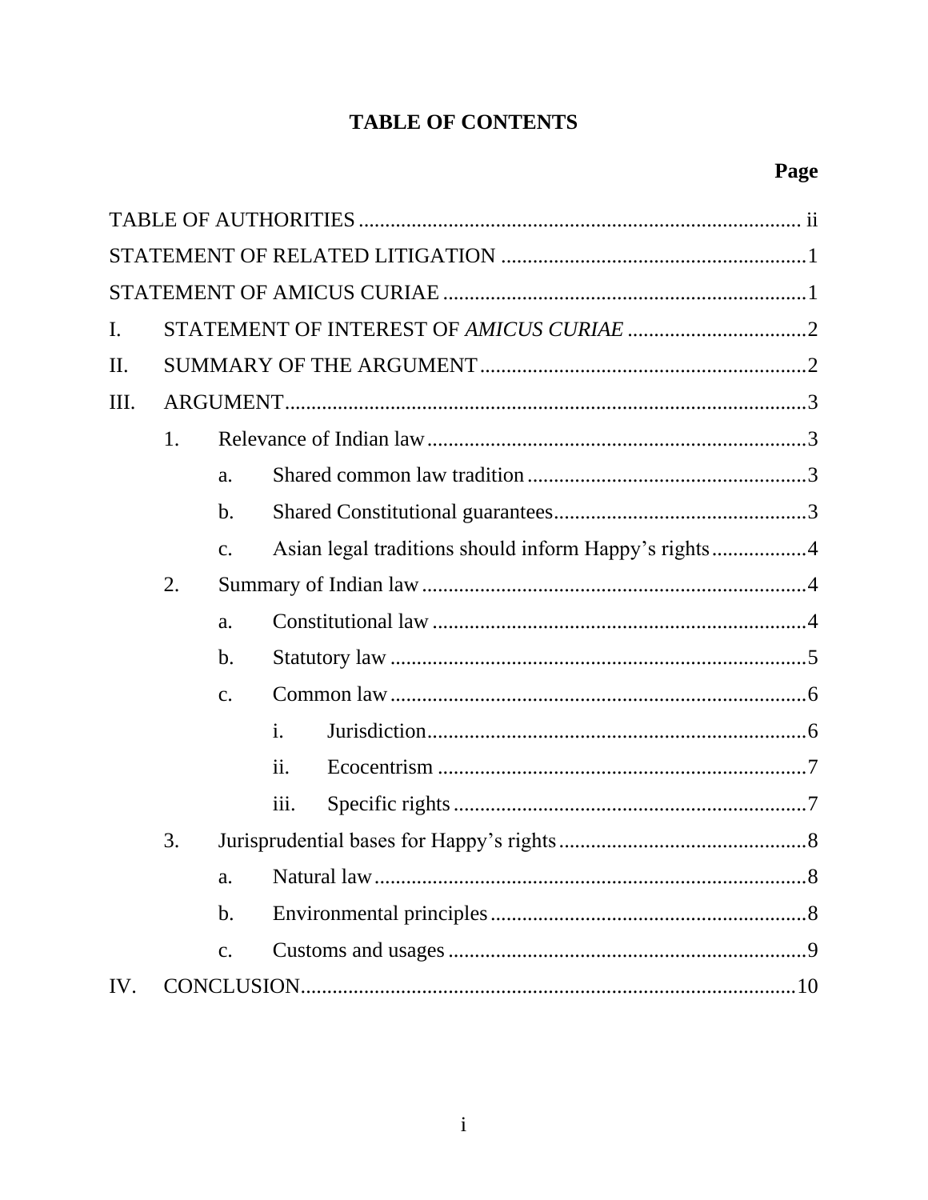# TABLE OF CONTENTS

**Page**

TABLE OF AUTHORITIES ........................................................................................ ii

STATEMENT OF RELATED LITIGATION ..........................................................1

STATEMENT OF AMICUS CURIAE .....................................................................1

I. STATEMENT OF INTEREST OF *AMICUS CURIAE* ..................................2

II. SUMMARY OF THE ARGUMENT ..............................................................2

III. ARGUMENT ....................................................................................................3

  1. Relevance of Indian law ........................................................................3

    a. Shared common law tradition ......................................................3

    b. Shared Constitutional guarantees ................................................3

    c. Asian legal traditions should inform Happy's rights ..................4

  2. Summary of Indian law .........................................................................4

    a. Constitutional law .......................................................................4

    b. Statutory law ...............................................................................5

    c. Common law ...............................................................................6

      i. Jurisdiction ........................................................................6

      ii. Ecocentrism .......................................................................7

      iii. Specific rights ....................................................................7

  3. Jurisprudential bases for Happy's rights ...............................................8

    a. Natural law ..................................................................................8

    b. Environmental principles ............................................................8

    c. Customs and usages ....................................................................9

IV. CONCLUSION ..............................................................................................10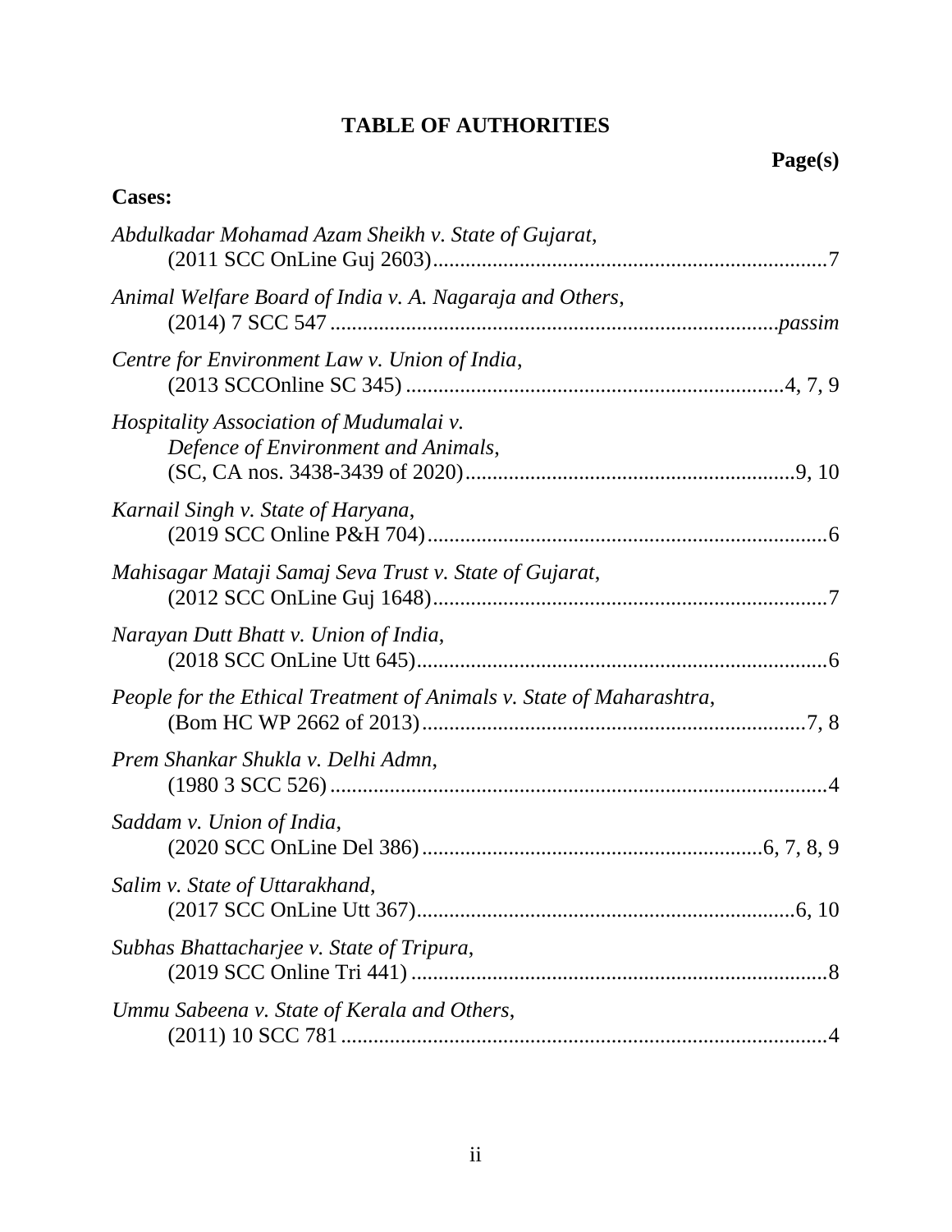# TABLE OF AUTHORITIES

**Page(s)**

**Cases:**

*Abdulkadar Mohamad Azam Sheikh v. State of Gujarat*, (2011 SCC OnLine Guj 2603) ........ 7

*Animal Welfare Board of India v. A. Nagaraja and Others*, (2014) 7 SCC 547 ........ *passim*

*Centre for Environment Law v. Union of India*, (2013 SCCOnline SC 345) ........ 4, 7, 9

*Hospitality Association of Mudumalai v. Defence of Environment and Animals*, (SC, CA nos. 3438-3439 of 2020) ........ 9, 10

*Karnail Singh v. State of Haryana*, (2019 SCC Online P&H 704) ........ 6

*Mahisagar Mataji Samaj Seva Trust v. State of Gujarat*, (2012 SCC OnLine Guj 1648) ........ 7

*Narayan Dutt Bhatt v. Union of India*, (2018 SCC OnLine Utt 645) ........ 6

*People for the Ethical Treatment of Animals v. State of Maharashtra*, (Bom HC WP 2662 of 2013) ........ 7, 8

*Prem Shankar Shukla v. Delhi Admn*, (1980 3 SCC 526) ........ 4

*Saddam v. Union of India*, (2020 SCC OnLine Del 386) ........ 6, 7, 8, 9

*Salim v. State of Uttarakhand*, (2017 SCC OnLine Utt 367) ........ 6, 10

*Subhas Bhattacharjee v. State of Tripura*, (2019 SCC Online Tri 441) ........ 8

*Ummu Sabeena v. State of Kerala and Others*, (2011) 10 SCC 781 ........ 4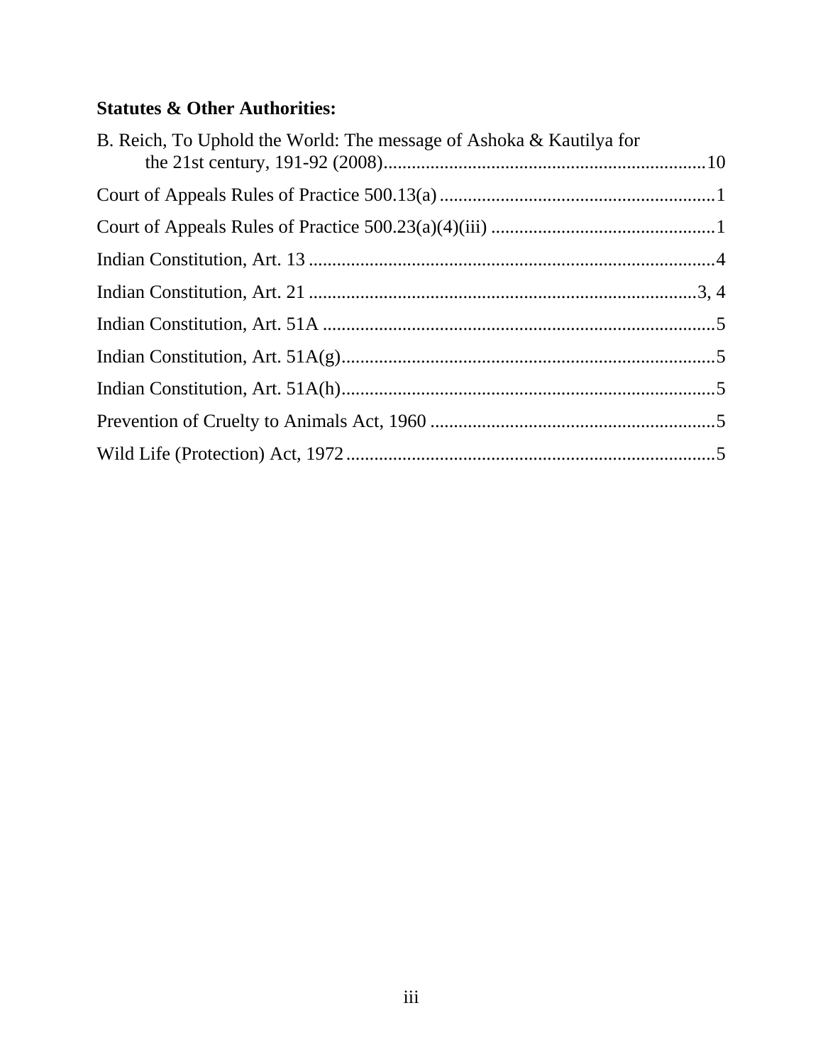**Statutes & Other Authorities:**

B. Reich, To Uphold the World: The message of Ashoka & Kautilya for the 21st century, 191-92 (2008) ..................................................................... 10

Court of Appeals Rules of Practice 500.13(a) ........................................................... 1

Court of Appeals Rules of Practice 500.23(a)(4)(iii) ................................................ 1

Indian Constitution, Art. 13 ...................................................................................... 4

Indian Constitution, Art. 21 ................................................................................. 3, 4

Indian Constitution, Art. 51A .................................................................................... 5

Indian Constitution, Art. 51A(g) ................................................................................ 5

Indian Constitution, Art. 51A(h) ................................................................................ 5

Prevention of Cruelty to Animals Act, 1960 ............................................................. 5

Wild Life (Protection) Act, 1972 ............................................................................... 5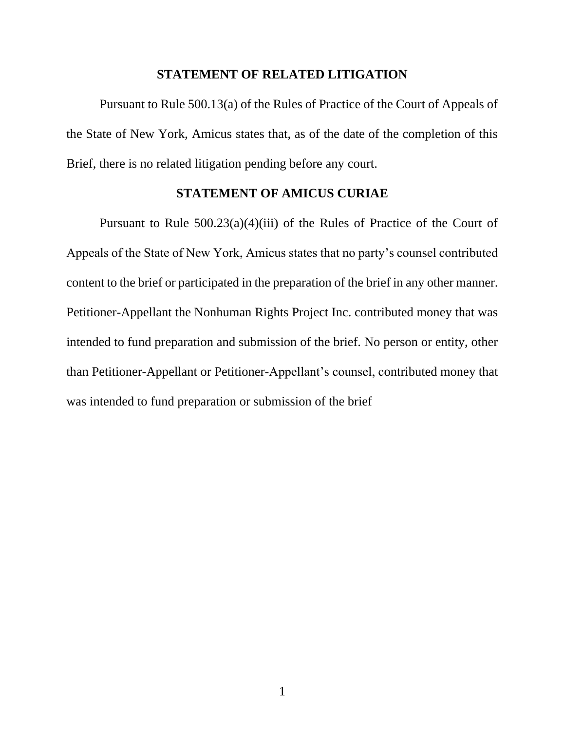## STATEMENT OF RELATED LITIGATION

Pursuant to Rule 500.13(a) of the Rules of Practice of the Court of Appeals of the State of New York, Amicus states that, as of the date of the completion of this Brief, there is no related litigation pending before any court.

## STATEMENT OF AMICUS CURIAE

Pursuant to Rule 500.23(a)(4)(iii) of the Rules of Practice of the Court of Appeals of the State of New York, Amicus states that no party's counsel contributed content to the brief or participated in the preparation of the brief in any other manner. Petitioner-Appellant the Nonhuman Rights Project Inc. contributed money that was intended to fund preparation and submission of the brief. No person or entity, other than Petitioner-Appellant or Petitioner-Appellant's counsel, contributed money that was intended to fund preparation or submission of the brief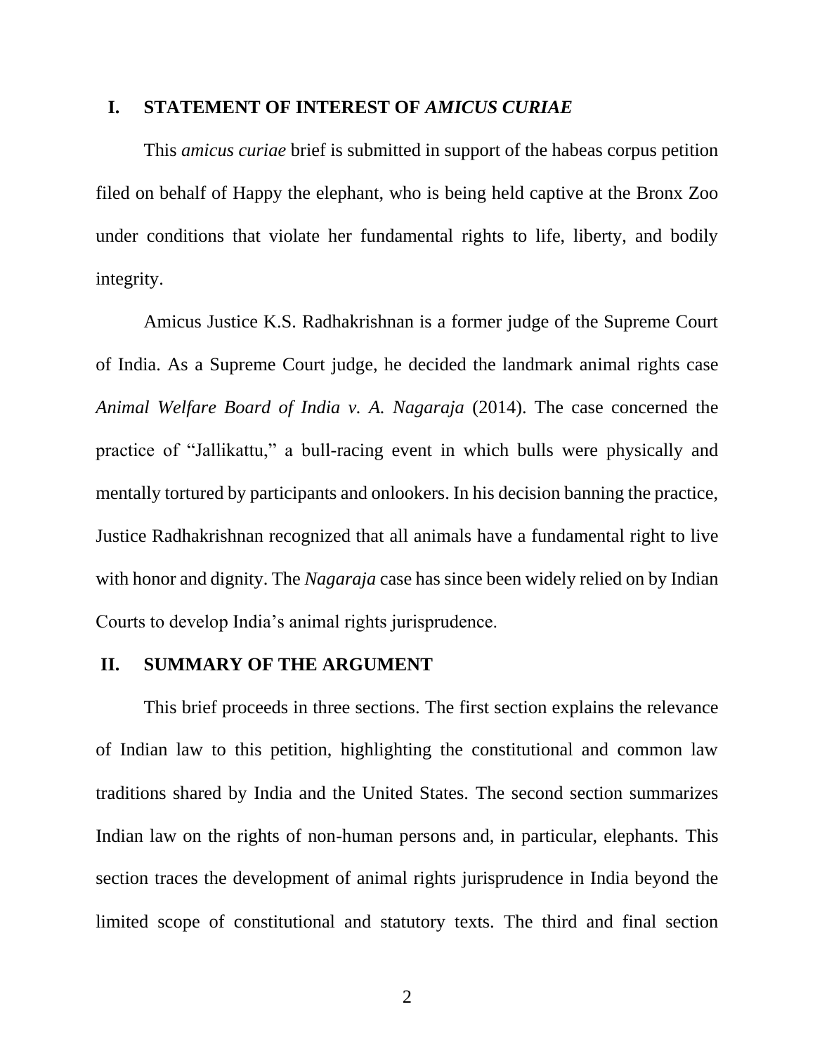## I. STATEMENT OF INTEREST OF *AMICUS CURIAE*

This *amicus curiae* brief is submitted in support of the habeas corpus petition filed on behalf of Happy the elephant, who is being held captive at the Bronx Zoo under conditions that violate her fundamental rights to life, liberty, and bodily integrity.

Amicus Justice K.S. Radhakrishnan is a former judge of the Supreme Court of India. As a Supreme Court judge, he decided the landmark animal rights case *Animal Welfare Board of India v. A. Nagaraja* (2014). The case concerned the practice of "Jallikattu," a bull-racing event in which bulls were physically and mentally tortured by participants and onlookers. In his decision banning the practice, Justice Radhakrishnan recognized that all animals have a fundamental right to live with honor and dignity. The *Nagaraja* case has since been widely relied on by Indian Courts to develop India's animal rights jurisprudence.

## II. SUMMARY OF THE ARGUMENT

This brief proceeds in three sections. The first section explains the relevance of Indian law to this petition, highlighting the constitutional and common law traditions shared by India and the United States. The second section summarizes Indian law on the rights of non-human persons and, in particular, elephants. This section traces the development of animal rights jurisprudence in India beyond the limited scope of constitutional and statutory texts. The third and final section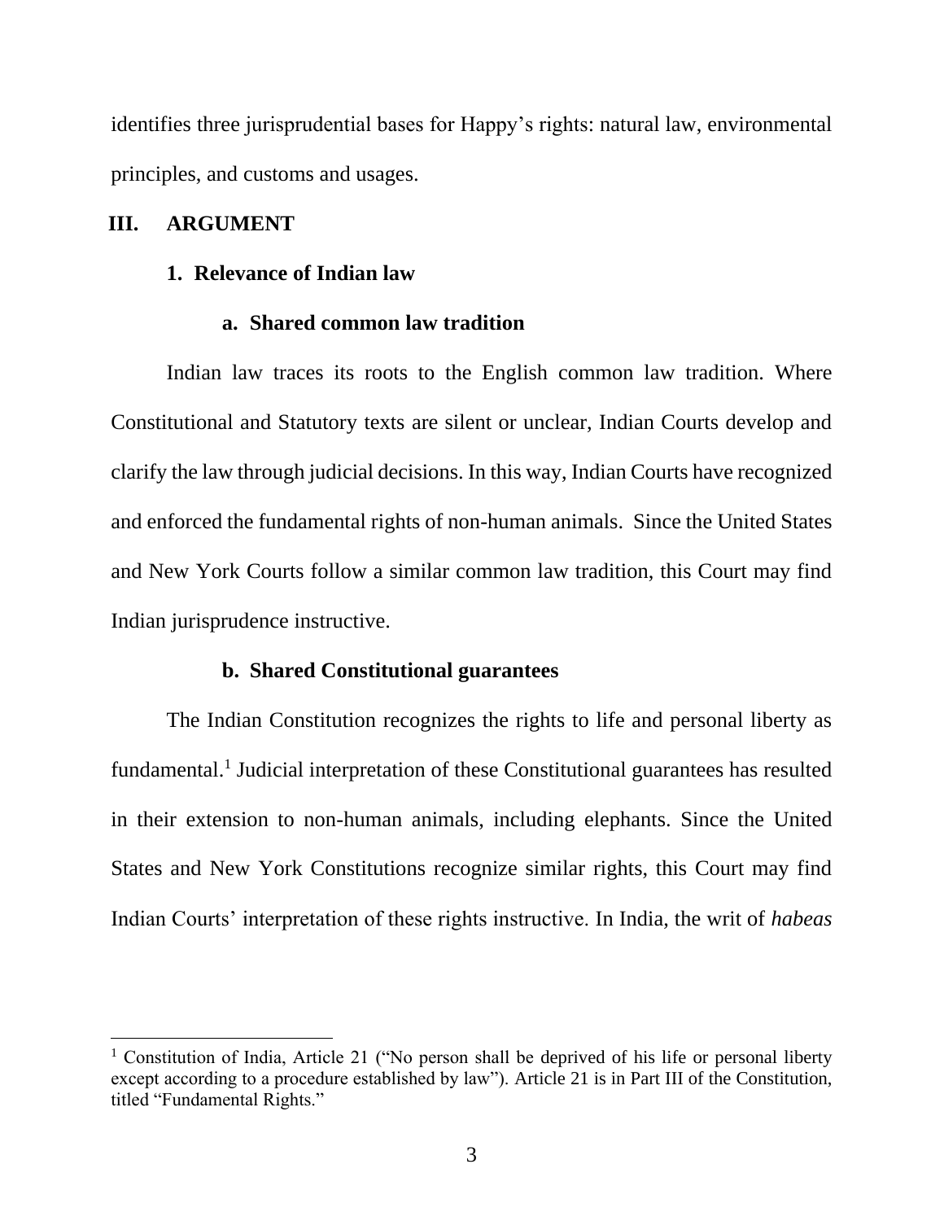identifies three jurisprudential bases for Happy's rights: natural law, environmental principles, and customs and usages.

## III. ARGUMENT

### 1. Relevance of Indian law

#### a. Shared common law tradition

Indian law traces its roots to the English common law tradition. Where Constitutional and Statutory texts are silent or unclear, Indian Courts develop and clarify the law through judicial decisions. In this way, Indian Courts have recognized and enforced the fundamental rights of non-human animals. Since the United States and New York Courts follow a similar common law tradition, this Court may find Indian jurisprudence instructive.

#### b. Shared Constitutional guarantees

The Indian Constitution recognizes the rights to life and personal liberty as fundamental.[1] Judicial interpretation of these Constitutional guarantees has resulted in their extension to non-human animals, including elephants. Since the United States and New York Constitutions recognize similar rights, this Court may find Indian Courts' interpretation of these rights instructive. In India, the writ of *habeas*

---

[1] Constitution of India, Article 21 ("No person shall be deprived of his life or personal liberty except according to a procedure established by law"). Article 21 is in Part III of the Constitution, titled "Fundamental Rights."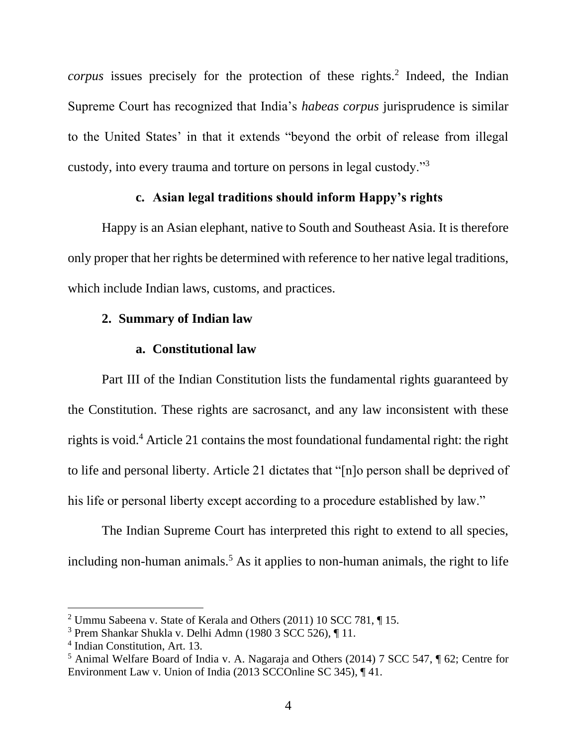*corpus* issues precisely for the protection of these rights.[2] Indeed, the Indian Supreme Court has recognized that India's *habeas corpus* jurisprudence is similar to the United States' in that it extends "beyond the orbit of release from illegal custody, into every trauma and torture on persons in legal custody."[3]

#### c. Asian legal traditions should inform Happy's rights

Happy is an Asian elephant, native to South and Southeast Asia. It is therefore only proper that her rights be determined with reference to her native legal traditions, which include Indian laws, customs, and practices.

### 2. Summary of Indian law

#### a. Constitutional law

Part III of the Indian Constitution lists the fundamental rights guaranteed by the Constitution. These rights are sacrosanct, and any law inconsistent with these rights is void.[4] Article 21 contains the most foundational fundamental right: the right to life and personal liberty. Article 21 dictates that "[n]o person shall be deprived of his life or personal liberty except according to a procedure established by law."

The Indian Supreme Court has interpreted this right to extend to all species, including non-human animals.[5] As it applies to non-human animals, the right to life

---

[2] Ummu Sabeena v. State of Kerala and Others (2011) 10 SCC 781, ¶ 15.

[3] Prem Shankar Shukla v. Delhi Admn (1980 3 SCC 526), ¶ 11.

[4] Indian Constitution, Art. 13.

[5] Animal Welfare Board of India v. A. Nagaraja and Others (2014) 7 SCC 547, ¶ 62; Centre for Environment Law v. Union of India (2013 SCCOnline SC 345), ¶ 41.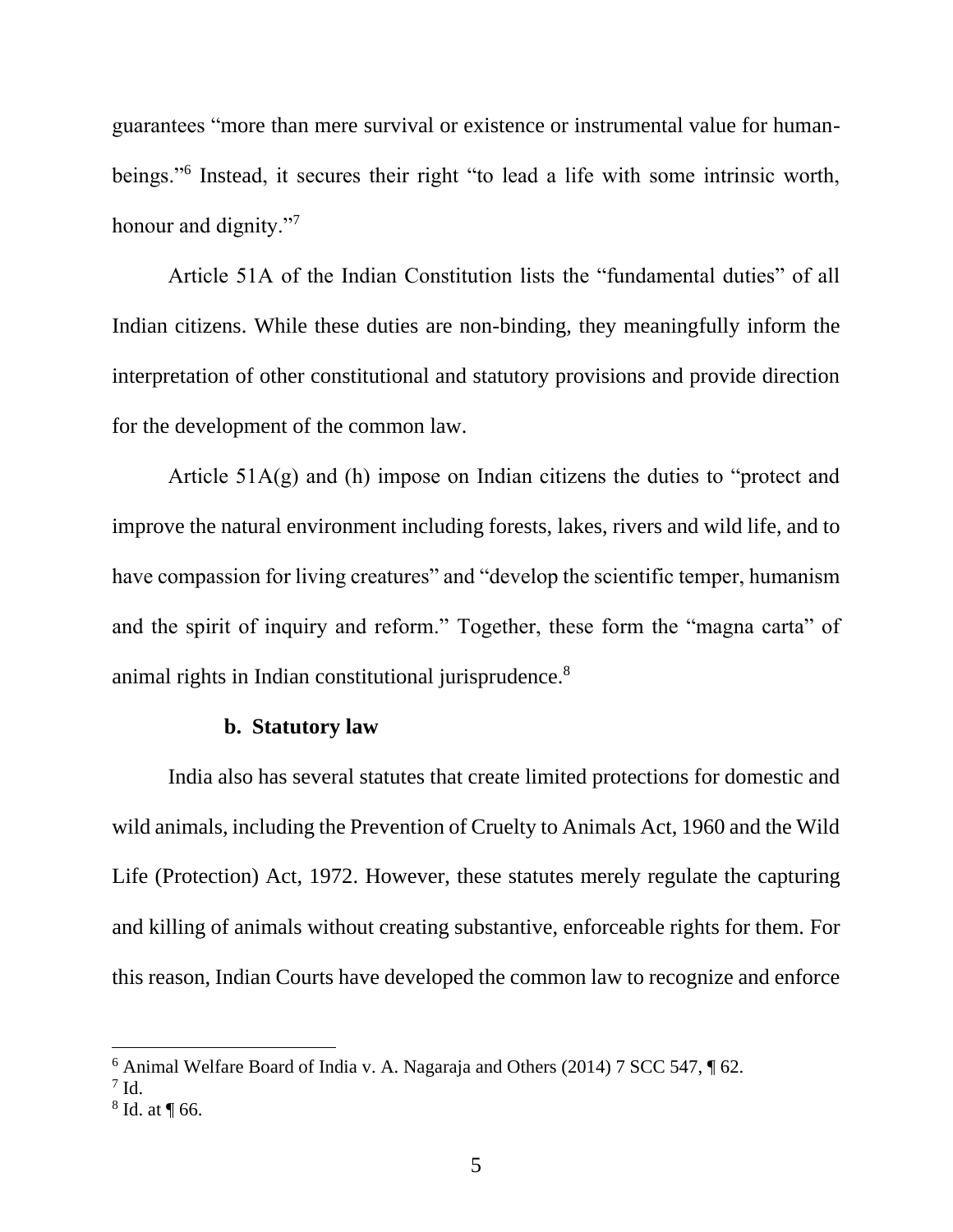guarantees "more than mere survival or existence or instrumental value for human-beings."[6] Instead, it secures their right "to lead a life with some intrinsic worth, honour and dignity."[7]

Article 51A of the Indian Constitution lists the "fundamental duties" of all Indian citizens. While these duties are non-binding, they meaningfully inform the interpretation of other constitutional and statutory provisions and provide direction for the development of the common law.

Article 51A(g) and (h) impose on Indian citizens the duties to "protect and improve the natural environment including forests, lakes, rivers and wild life, and to have compassion for living creatures" and "develop the scientific temper, humanism and the spirit of inquiry and reform." Together, these form the "magna carta" of animal rights in Indian constitutional jurisprudence.[8]

**b. Statutory law**

India also has several statutes that create limited protections for domestic and wild animals, including the Prevention of Cruelty to Animals Act, 1960 and the Wild Life (Protection) Act, 1972. However, these statutes merely regulate the capturing and killing of animals without creating substantive, enforceable rights for them. For this reason, Indian Courts have developed the common law to recognize and enforce

---

[6] Animal Welfare Board of India v. A. Nagaraja and Others (2014) 7 SCC 547, ¶ 62.

[7] Id.

[8] Id. at ¶ 66.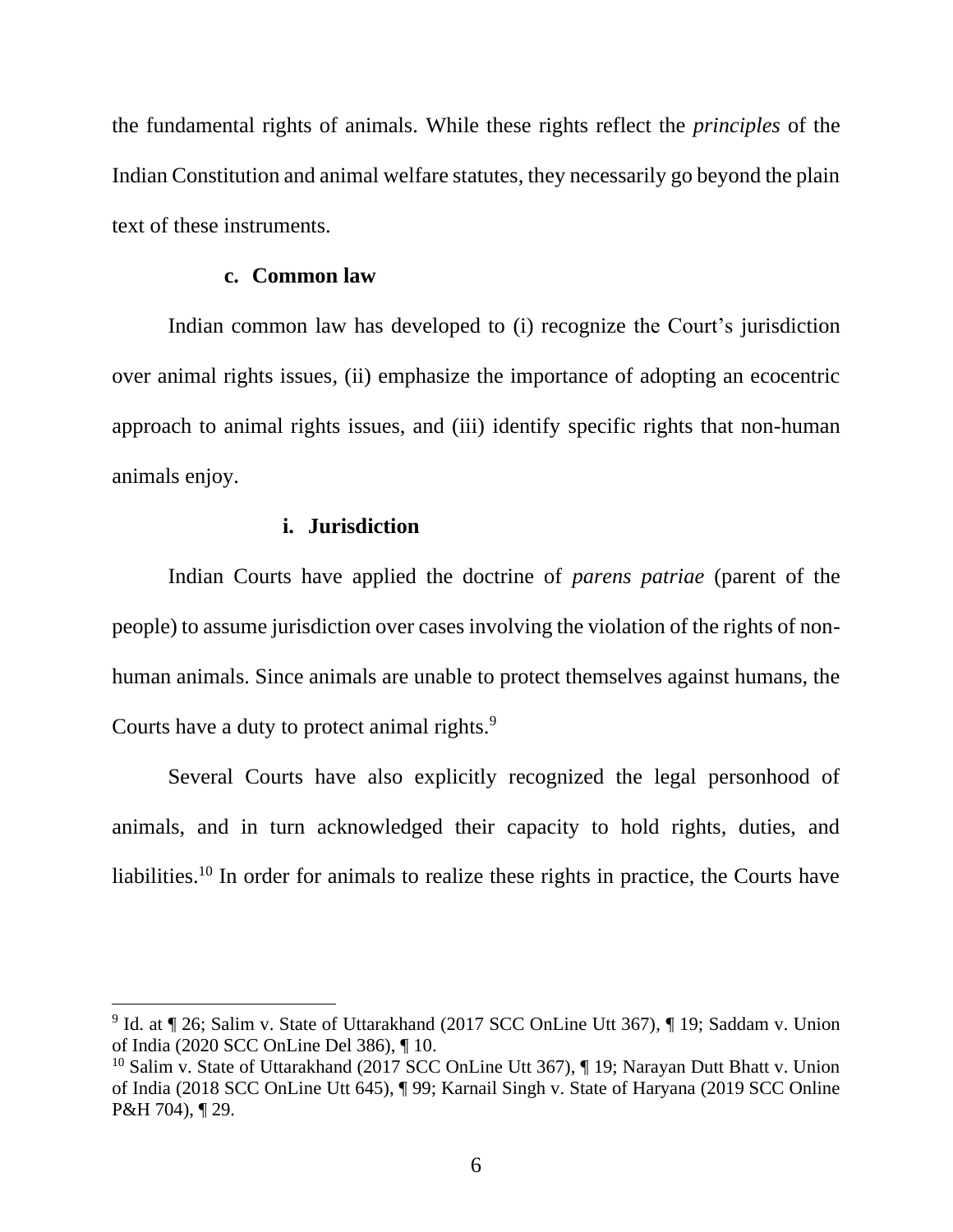the fundamental rights of animals. While these rights reflect the *principles* of the Indian Constitution and animal welfare statutes, they necessarily go beyond the plain text of these instruments.

### c. Common law

Indian common law has developed to (i) recognize the Court's jurisdiction over animal rights issues, (ii) emphasize the importance of adopting an ecocentric approach to animal rights issues, and (iii) identify specific rights that non-human animals enjoy.

#### i. Jurisdiction

Indian Courts have applied the doctrine of *parens patriae* (parent of the people) to assume jurisdiction over cases involving the violation of the rights of non-human animals. Since animals are unable to protect themselves against humans, the Courts have a duty to protect animal rights.[9]

Several Courts have also explicitly recognized the legal personhood of animals, and in turn acknowledged their capacity to hold rights, duties, and liabilities.[10] In order for animals to realize these rights in practice, the Courts have

---

[9] Id. at ¶ 26; Salim v. State of Uttarakhand (2017 SCC OnLine Utt 367), ¶ 19; Saddam v. Union of India (2020 SCC OnLine Del 386), ¶ 10.

[10] Salim v. State of Uttarakhand (2017 SCC OnLine Utt 367), ¶ 19; Narayan Dutt Bhatt v. Union of India (2018 SCC OnLine Utt 645), ¶ 99; Karnail Singh v. State of Haryana (2019 SCC Online P&H 704), ¶ 29.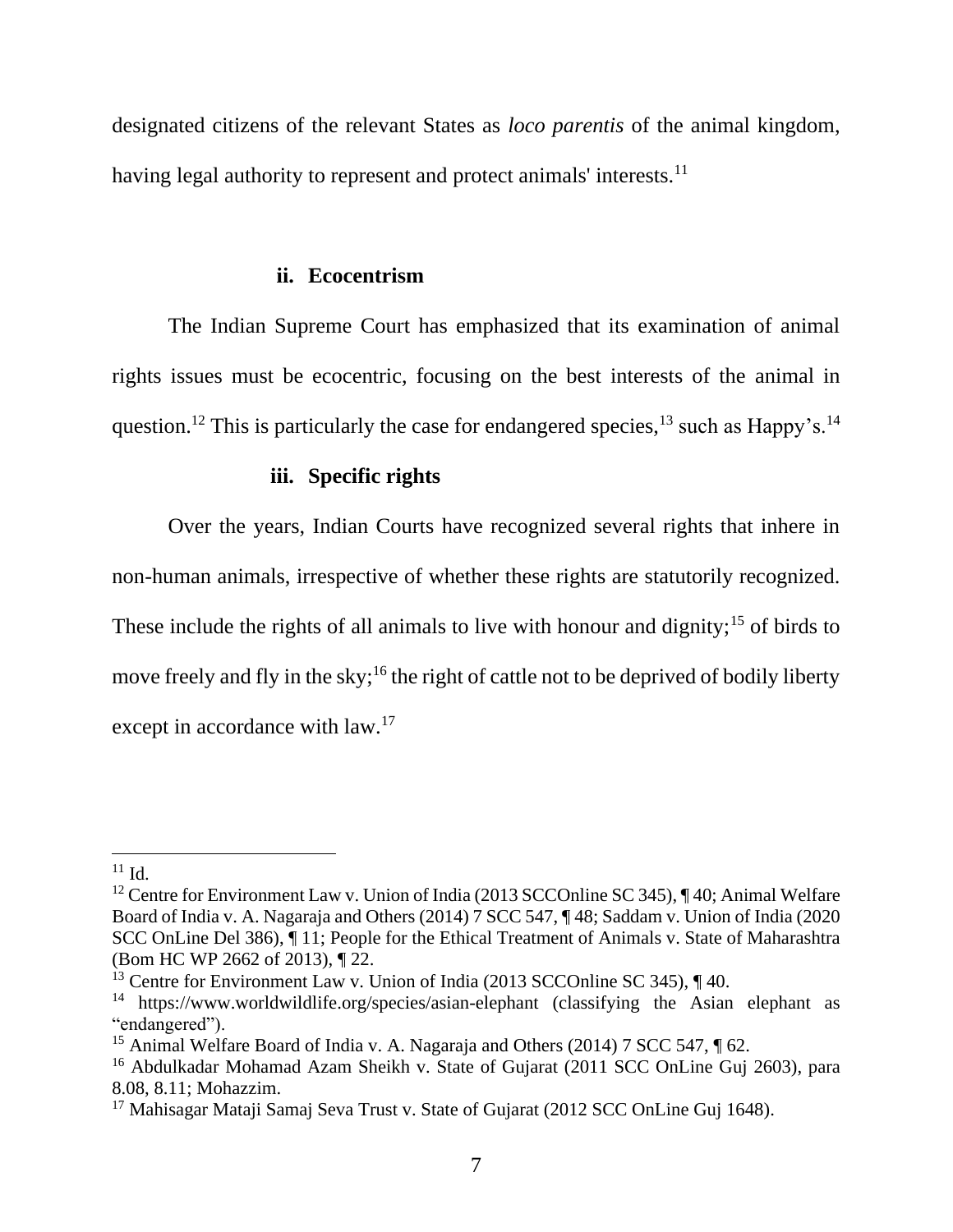designated citizens of the relevant States as *loco parentis* of the animal kingdom, having legal authority to represent and protect animals' interests.[11]

### ii. Ecocentrism

The Indian Supreme Court has emphasized that its examination of animal rights issues must be ecocentric, focusing on the best interests of the animal in question.[12] This is particularly the case for endangered species,[13] such as Happy's.[14]

### iii. Specific rights

Over the years, Indian Courts have recognized several rights that inhere in non-human animals, irrespective of whether these rights are statutorily recognized. These include the rights of all animals to live with honour and dignity;[15] of birds to move freely and fly in the sky;[16] the right of cattle not to be deprived of bodily liberty except in accordance with law.[17]

---

[11] Id.

[12] Centre for Environment Law v. Union of India (2013 SCCOnline SC 345), ¶ 40; Animal Welfare Board of India v. A. Nagaraja and Others (2014) 7 SCC 547, ¶ 48; Saddam v. Union of India (2020 SCC OnLine Del 386), ¶ 11; People for the Ethical Treatment of Animals v. State of Maharashtra (Bom HC WP 2662 of 2013), ¶ 22.

[13] Centre for Environment Law v. Union of India (2013 SCCOnline SC 345), ¶ 40.

[14] https://www.worldwildlife.org/species/asian-elephant (classifying the Asian elephant as "endangered").

[15] Animal Welfare Board of India v. A. Nagaraja and Others (2014) 7 SCC 547, ¶ 62.

[16] Abdulkadar Mohamad Azam Sheikh v. State of Gujarat (2011 SCC OnLine Guj 2603), para 8.08, 8.11; Mohazzim.

[17] Mahisagar Mataji Samaj Seva Trust v. State of Gujarat (2012 SCC OnLine Guj 1648).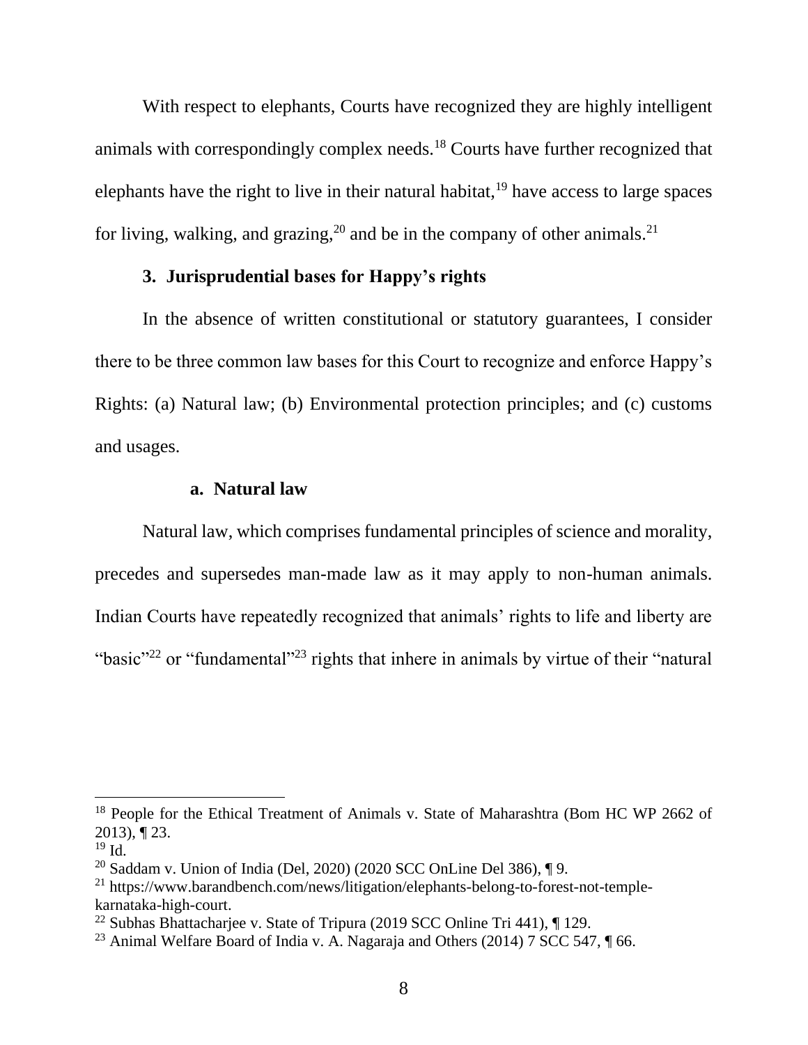With respect to elephants, Courts have recognized they are highly intelligent animals with correspondingly complex needs.[18] Courts have further recognized that elephants have the right to live in their natural habitat,[19] have access to large spaces for living, walking, and grazing,[20] and be in the company of other animals.[21]

### 3. Jurisprudential bases for Happy's rights

In the absence of written constitutional or statutory guarantees, I consider there to be three common law bases for this Court to recognize and enforce Happy's Rights: (a) Natural law; (b) Environmental protection principles; and (c) customs and usages.

#### a. Natural law

Natural law, which comprises fundamental principles of science and morality, precedes and supersedes man-made law as it may apply to non-human animals. Indian Courts have repeatedly recognized that animals' rights to life and liberty are "basic"[22] or "fundamental"[23] rights that inhere in animals by virtue of their "natural

---

[18] People for the Ethical Treatment of Animals v. State of Maharashtra (Bom HC WP 2662 of 2013), ¶ 23.

[19] Id.

[20] Saddam v. Union of India (Del, 2020) (2020 SCC OnLine Del 386), ¶ 9.

[21] https://www.barandbench.com/news/litigation/elephants-belong-to-forest-not-temple-karnataka-high-court.

[22] Subhas Bhattacharjee v. State of Tripura (2019 SCC Online Tri 441), ¶ 129.

[23] Animal Welfare Board of India v. A. Nagaraja and Others (2014) 7 SCC 547, ¶ 66.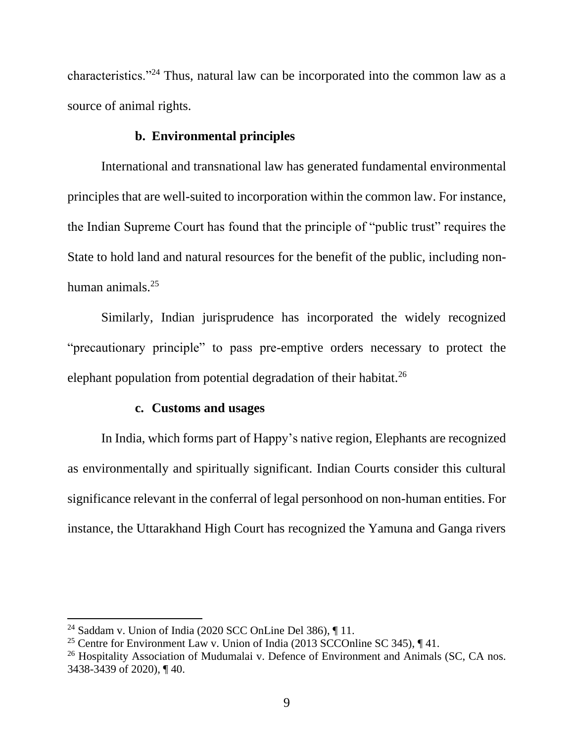characteristics."[24] Thus, natural law can be incorporated into the common law as a source of animal rights.

### b. Environmental principles

International and transnational law has generated fundamental environmental principles that are well-suited to incorporation within the common law. For instance, the Indian Supreme Court has found that the principle of "public trust" requires the State to hold land and natural resources for the benefit of the public, including non-human animals.[25]

Similarly, Indian jurisprudence has incorporated the widely recognized "precautionary principle" to pass pre-emptive orders necessary to protect the elephant population from potential degradation of their habitat.[26]

### c. Customs and usages

In India, which forms part of Happy's native region, Elephants are recognized as environmentally and spiritually significant. Indian Courts consider this cultural significance relevant in the conferral of legal personhood on non-human entities. For instance, the Uttarakhand High Court has recognized the Yamuna and Ganga rivers

---

[24] Saddam v. Union of India (2020 SCC OnLine Del 386), ¶ 11.

[25] Centre for Environment Law v. Union of India (2013 SCCOnline SC 345), ¶ 41.

[26] Hospitality Association of Mudumalai v. Defence of Environment and Animals (SC, CA nos. 3438-3439 of 2020), ¶ 40.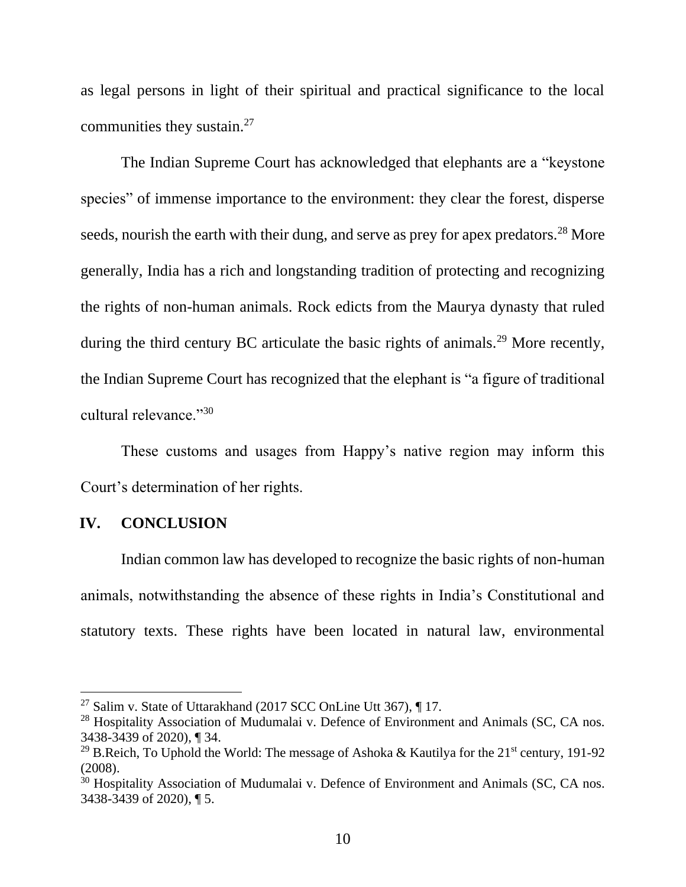as legal persons in light of their spiritual and practical significance to the local communities they sustain.[27]

The Indian Supreme Court has acknowledged that elephants are a "keystone species" of immense importance to the environment: they clear the forest, disperse seeds, nourish the earth with their dung, and serve as prey for apex predators.[28] More generally, India has a rich and longstanding tradition of protecting and recognizing the rights of non-human animals. Rock edicts from the Maurya dynasty that ruled during the third century BC articulate the basic rights of animals.[29] More recently, the Indian Supreme Court has recognized that the elephant is "a figure of traditional cultural relevance."[30]

These customs and usages from Happy's native region may inform this Court's determination of her rights.

## IV. CONCLUSION

Indian common law has developed to recognize the basic rights of non-human animals, notwithstanding the absence of these rights in India's Constitutional and statutory texts. These rights have been located in natural law, environmental

---

[27] Salim v. State of Uttarakhand (2017 SCC OnLine Utt 367), ¶ 17.

[28] Hospitality Association of Mudumalai v. Defence of Environment and Animals (SC, CA nos. 3438-3439 of 2020), ¶ 34.

[29] B.Reich, To Uphold the World: The message of Ashoka & Kautilya for the 21st century, 191-92 (2008).

[30] Hospitality Association of Mudumalai v. Defence of Environment and Animals (SC, CA nos. 3438-3439 of 2020), ¶ 5.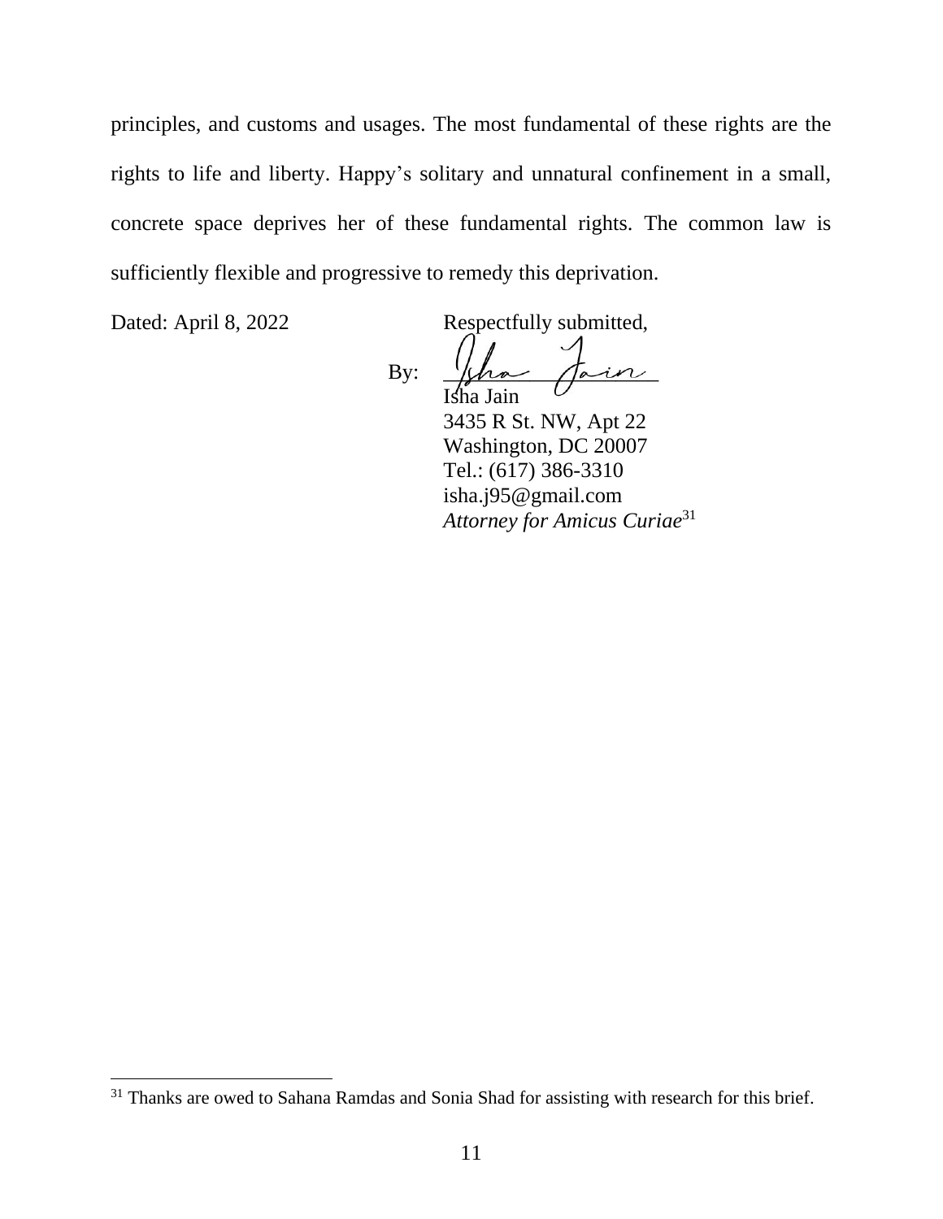principles, and customs and usages. The most fundamental of these rights are the rights to life and liberty. Happy's solitary and unnatural confinement in a small, concrete space deprives her of these fundamental rights. The common law is sufficiently flexible and progressive to remedy this deprivation.

Dated: April 8, 2022

Respectfully submitted,

By: ______________________
Isha Jain
3435 R St. NW, Apt 22
Washington, DC 20007
Tel.: (617) 386-3310
isha.j95@gmail.com
*Attorney for Amicus Curiae*[31]

---

[31] Thanks are owed to Sahana Ramdas and Sonia Shad for assisting with research for this brief.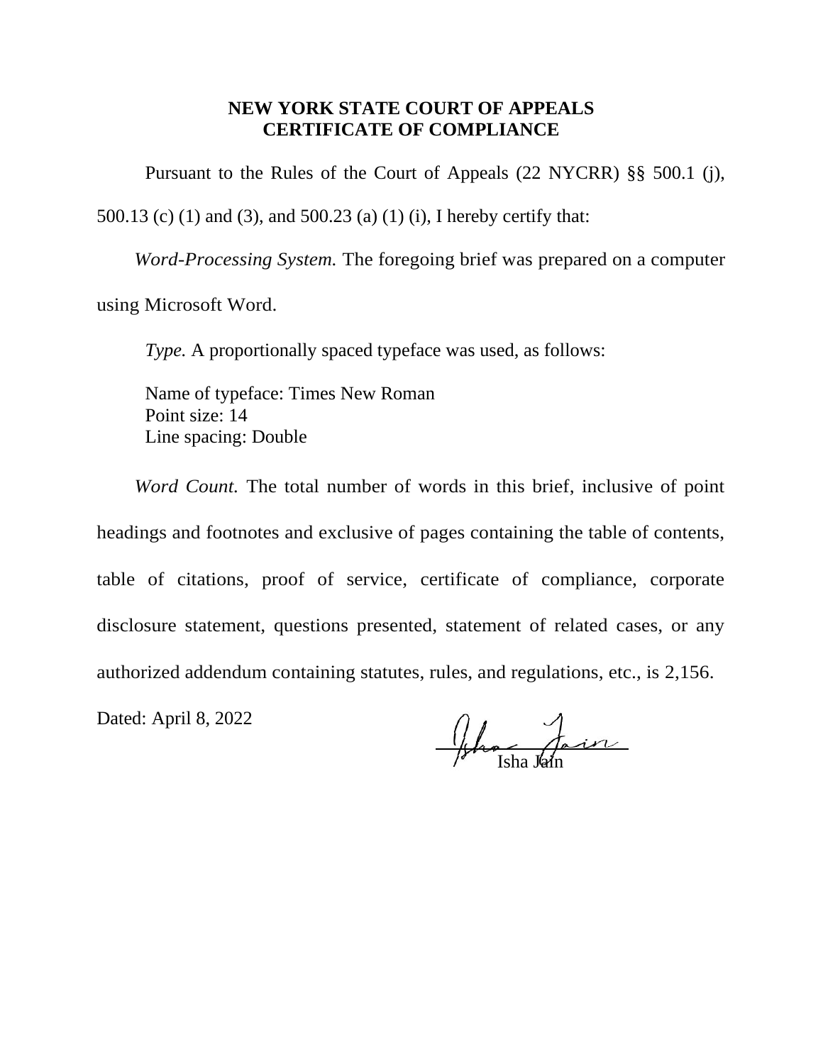**NEW YORK STATE COURT OF APPEALS**
**CERTIFICATE OF COMPLIANCE**

Pursuant to the Rules of the Court of Appeals (22 NYCRR) §§ 500.1 (j), 500.13 (c) (1) and (3), and 500.23 (a) (1) (i), I hereby certify that:

*Word-Processing System.* The foregoing brief was prepared on a computer using Microsoft Word.

*Type.* A proportionally spaced typeface was used, as follows:

Name of typeface: Times New Roman
Point size: 14
Line spacing: Double

*Word Count.* The total number of words in this brief, inclusive of point headings and footnotes and exclusive of pages containing the table of contents, table of citations, proof of service, certificate of compliance, corporate disclosure statement, questions presented, statement of related cases, or any authorized addendum containing statutes, rules, and regulations, etc., is 2,156.

Dated: April 8, 2022

Isha Jain